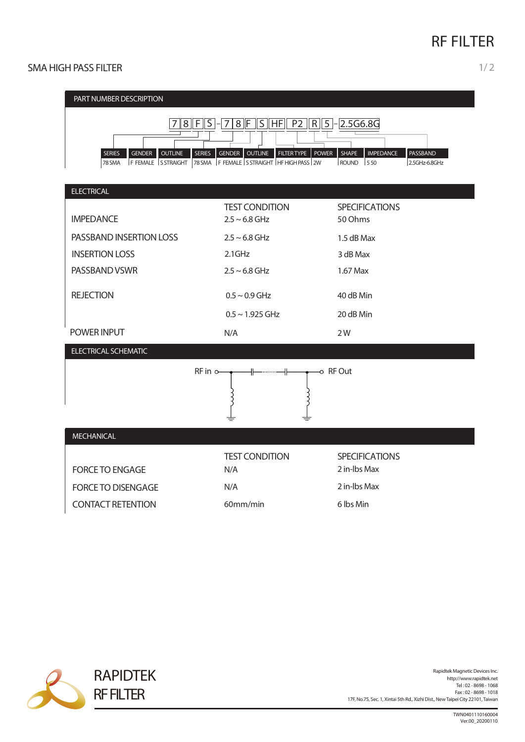# RF FILTER

## SMA HIGH PASS FILTER

### PART NUMBER DESCRIPTION

7 8 F S - 7 8 F S HF P2 R 5 - 2.5G6.8G

| SERIES | GENDER | OUTLINE | SERIES | GENDER | OUTLINE | FILTER TYPE | POWER | SHAPE | IMPEDANCE | PASSBAND |
|---|---|---|---|---|---|---|---|---|---|---|
| 78 SMA | F FEMALE | S STRAIGHT | 78 SMA | F FEMALE | S STRAIGHT | HF HIGH PASS | 2W | ROUND | 5 50 | 2.5GHz-6.8GHz |

### ELECTRICAL

| | TEST CONDITION | SPECIFICATIONS |
|---|---|---|
| IMPEDANCE | 2.5 ~ 6.8 GHz | 50 Ohms |
| PASSBAND INSERTION LOSS | 2.5 ~ 6.8 GHz | 1.5 dB Max |
| INSERTION LOSS | 2.1GHz | 3 dB Max |
| PASSBAND VSWR | 2.5 ~ 6.8 GHz | 1.67 Max |
| REJECTION | 0.5 ~ 0.9 GHz | 40 dB Min |
| | 0.5 ~ 1.925 GHz | 20 dB Min |
| POWER INPUT | N/A | 2 W |

### ELECTRICAL SCHEMATIC

RF in — RF Out

### MECHANICAL

| | TEST CONDITION | SPECIFICATIONS |
|---|---|---|
| FORCE TO ENGAGE | N/A | 2 in-lbs Max |
| FORCE TO DISENGAGE | N/A | 2 in-lbs Max |
| CONTACT RETENTION | 60mm/min | 6 lbs Min |

RAPIDTEK
RF FILTER

Rapidtek Magnetic Devices Inc.
http://www.rapidtek.net
Tel : 02 - 8698 - 1068
Fax : 02 - 8698 - 1018
17F, No.75, Sec. 1, Xintai 5th Rd., Xizhi Dist., New Taipei City 22101, Taiwan

TWN0401110160004
Ver.00_20200110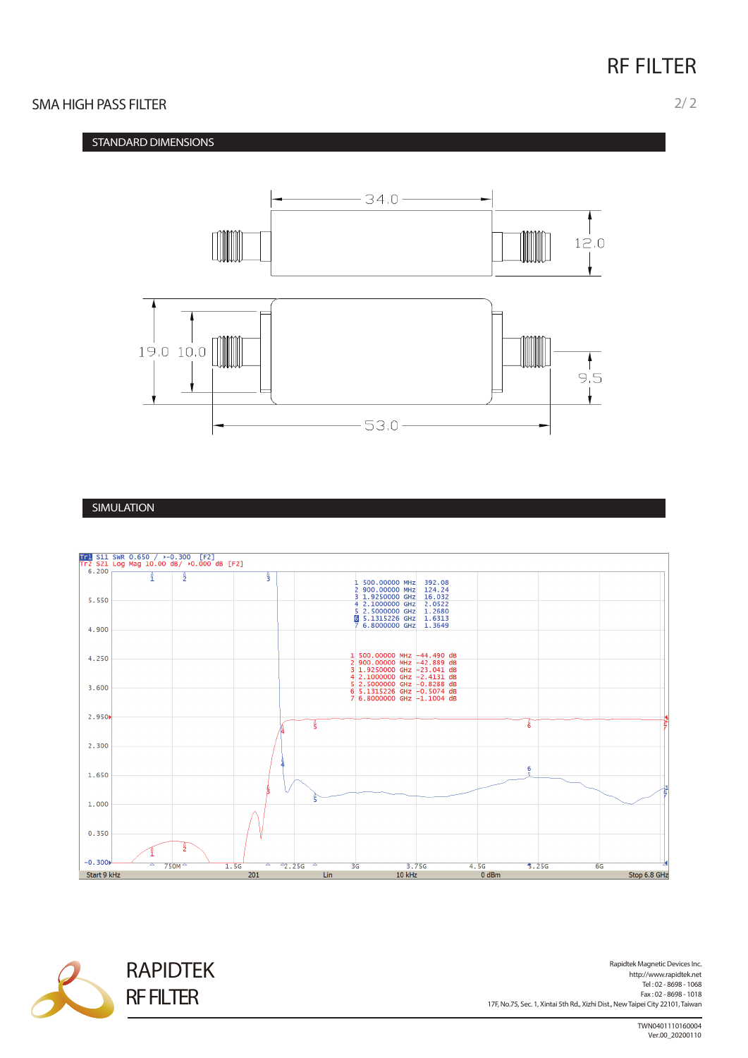# RF FILTER

## SMA HIGH PASS FILTER

### STANDARD DIMENSIONS

34.0

12.0

19.0

10.0

9.5

53.0

### SIMULATION

Tr1 S11 SWR 0.650 / ▸-0.300 [F2]
Tr2 S21 Log Mag 10.00 dB/ ▸0.000 dB [F2]

6.200
5.550
4.900
4.250
3.600
2.950
2.300
1.650
1.000
0.350
-0.300

1 500.00000 MHz 392.08
2 900.00000 MHz 124.24
3 1.9250000 GHz 16.032
4 2.1000000 GHz 2.0522
5 2.5000000 GHz 1.2680
6 5.1315226 GHz 1.6313
7 6.8000000 GHz 1.3649

1 500.00000 MHz -44.490 dB
2 900.00000 MHz -42.889 dB
3 1.9250000 GHz -23.041 dB
4 2.1000000 GHz -2.4131 dB
5 2.5000000 GHz -0.8288 dB
6 5.1315226 GHz -0.5074 dB
7 6.8000000 GHz -1.1004 dB

750M 1.5G 2.25G 3G 3.75G 4.5G 5.25G 6G

Start 9 kHz 201 Lin 10 kHz 0 dBm Stop 6.8 GHz

RAPIDTEK
RF FILTER

Rapidtek Magnetic Devices Inc.
http://www.rapidtek.net
Tel : 02 - 8698 - 1068
Fax : 02 - 8698 - 1018
17F, No.75, Sec. 1, Xintai 5th Rd., Xizhi Dist., New Taipei City 22101, Taiwan

TWN0401110160004
Ver.00_20200110